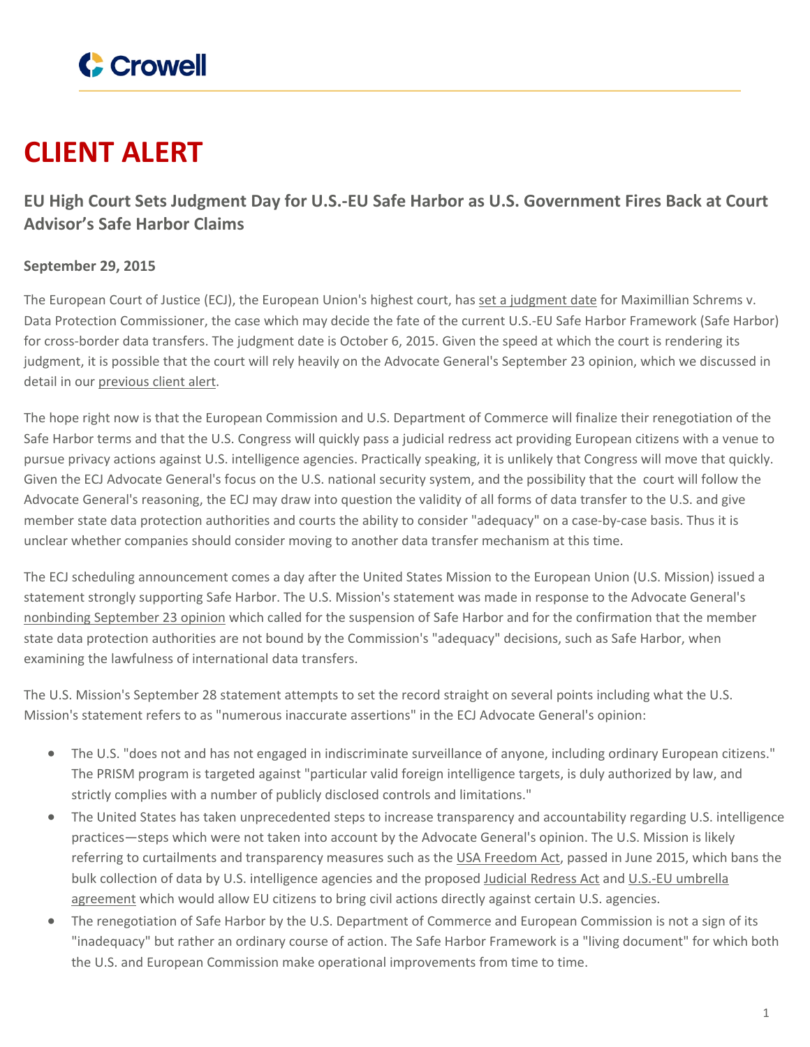# CLIENT ALERT

## EU High Court Sets Judgment Day for U.S.-EU Safe Harbor as U.S. Government Fires Back at Court Advisor's Safe Harbor Claims

**September 29, 2015**

The European Court of Justice (ECJ), the European Union's highest court, has set a judgment date for Maximillian Schrems v. Data Protection Commissioner, the case which may decide the fate of the current U.S.-EU Safe Harbor Framework (Safe Harbor) for cross-border data transfers. The judgment date is October 6, 2015. Given the speed at which the court is rendering its judgment, it is possible that the court will rely heavily on the Advocate General's September 23 opinion, which we discussed in detail in our previous client alert.

The hope right now is that the European Commission and U.S. Department of Commerce will finalize their renegotiation of the Safe Harbor terms and that the U.S. Congress will quickly pass a judicial redress act providing European citizens with a venue to pursue privacy actions against U.S. intelligence agencies. Practically speaking, it is unlikely that Congress will move that quickly. Given the ECJ Advocate General's focus on the U.S. national security system, and the possibility that the court will follow the Advocate General's reasoning, the ECJ may draw into question the validity of all forms of data transfer to the U.S. and give member state data protection authorities and courts the ability to consider "adequacy" on a case-by-case basis. Thus it is unclear whether companies should consider moving to another data transfer mechanism at this time.

The ECJ scheduling announcement comes a day after the United States Mission to the European Union (U.S. Mission) issued a statement strongly supporting Safe Harbor. The U.S. Mission's statement was made in response to the Advocate General's nonbinding September 23 opinion which called for the suspension of Safe Harbor and for the confirmation that the member state data protection authorities are not bound by the Commission's "adequacy" decisions, such as Safe Harbor, when examining the lawfulness of international data transfers.

The U.S. Mission's September 28 statement attempts to set the record straight on several points including what the U.S. Mission's statement refers to as "numerous inaccurate assertions" in the ECJ Advocate General's opinion:

- The U.S. "does not and has not engaged in indiscriminate surveillance of anyone, including ordinary European citizens." The PRISM program is targeted against "particular valid foreign intelligence targets, is duly authorized by law, and strictly complies with a number of publicly disclosed controls and limitations."
- The United States has taken unprecedented steps to increase transparency and accountability regarding U.S. intelligence practices—steps which were not taken into account by the Advocate General's opinion. The U.S. Mission is likely referring to curtailments and transparency measures such as the USA Freedom Act, passed in June 2015, which bans the bulk collection of data by U.S. intelligence agencies and the proposed Judicial Redress Act and U.S.-EU umbrella agreement which would allow EU citizens to bring civil actions directly against certain U.S. agencies.
- The renegotiation of Safe Harbor by the U.S. Department of Commerce and European Commission is not a sign of its "inadequacy" but rather an ordinary course of action. The Safe Harbor Framework is a "living document" for which both the U.S. and European Commission make operational improvements from time to time.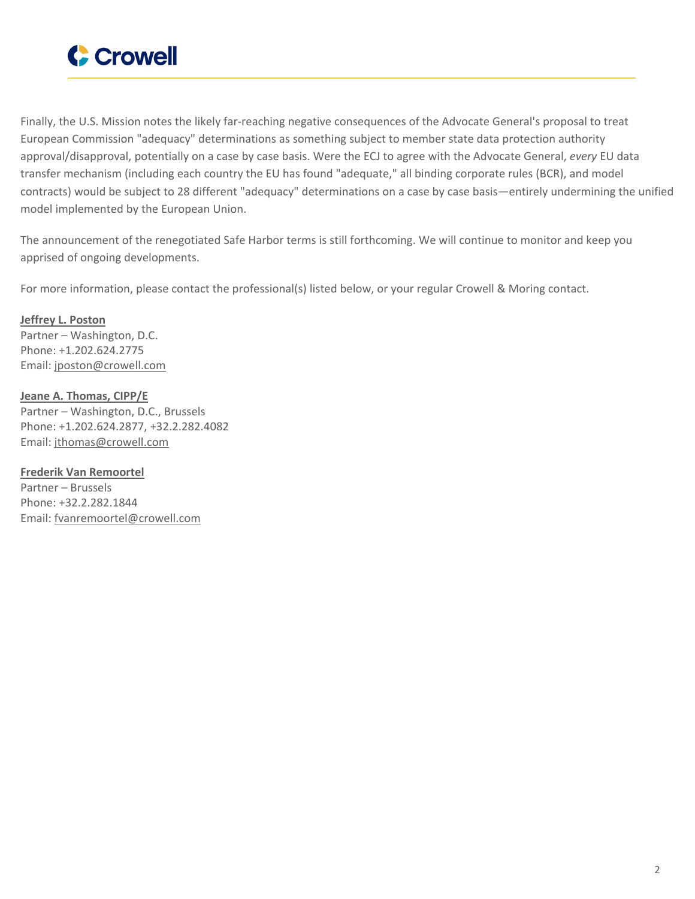Finally, the U.S. Mission notes the likely far-reaching negative consequences of the Advocate General's proposal to treat European Commission "adequacy" determinations as something subject to member state data protection authority approval/disapproval, potentially on a case by case basis. Were the ECJ to agree with the Advocate General, *every* EU data transfer mechanism (including each country the EU has found "adequate," all binding corporate rules (BCR), and model contracts) would be subject to 28 different "adequacy" determinations on a case by case basis—entirely undermining the unified model implemented by the European Union.

The announcement of the renegotiated Safe Harbor terms is still forthcoming. We will continue to monitor and keep you apprised of ongoing developments.

For more information, please contact the professional(s) listed below, or your regular Crowell & Moring contact.

**Jeffrey L. Poston**
Partner – Washington, D.C.
Phone: +1.202.624.2775
Email: jposton@crowell.com

**Jeane A. Thomas, CIPP/E**
Partner – Washington, D.C., Brussels
Phone: +1.202.624.2877, +32.2.282.4082
Email: jthomas@crowell.com

**Frederik Van Remoortel**
Partner – Brussels
Phone: +32.2.282.1844
Email: fvanremoortel@crowell.com